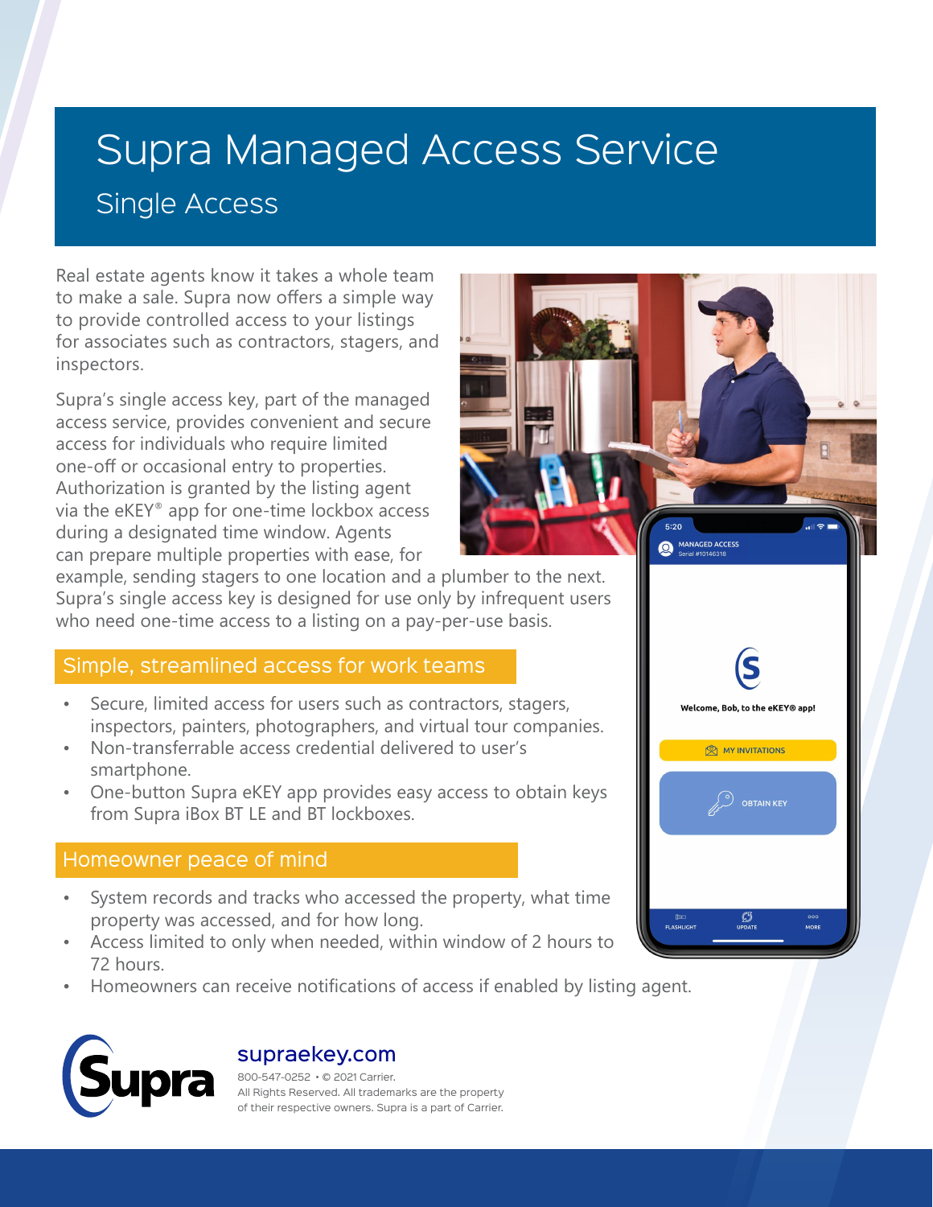# Supra Managed Access Service

## Single Access

Real estate agents know it takes a whole team to make a sale. Supra now offers a simple way to provide controlled access to your listings for associates such as contractors, stagers, and inspectors.

Supra's single access key, part of the managed access service, provides convenient and secure access for individuals who require limited one-off or occasional entry to properties. Authorization is granted by the listing agent via the eKEY® app for one-time lockbox access during a designated time window. Agents can prepare multiple properties with ease, for example, sending stagers to one location and a plumber to the next. Supra's single access key is designed for use only by infrequent users who need one-time access to a listing on a pay-per-use basis.

### Simple, streamlined access for work teams

- Secure, limited access for users such as contractors, stagers, inspectors, painters, photographers, and virtual tour companies.
- Non-transferrable access credential delivered to user's smartphone.
- One-button Supra eKEY app provides easy access to obtain keys from Supra iBox BT LE and BT lockboxes.

### Homeowner peace of mind

- System records and tracks who accessed the property, what time property was accessed, and for how long.
- Access limited to only when needed, within window of 2 hours to 72 hours.
- Homeowners can receive notifications of access if enabled by listing agent.

**supraekey.com**

800-547-0252 • © 2021 Carrier.
All Rights Reserved. All trademarks are the property of their respective owners. Supra is a part of Carrier.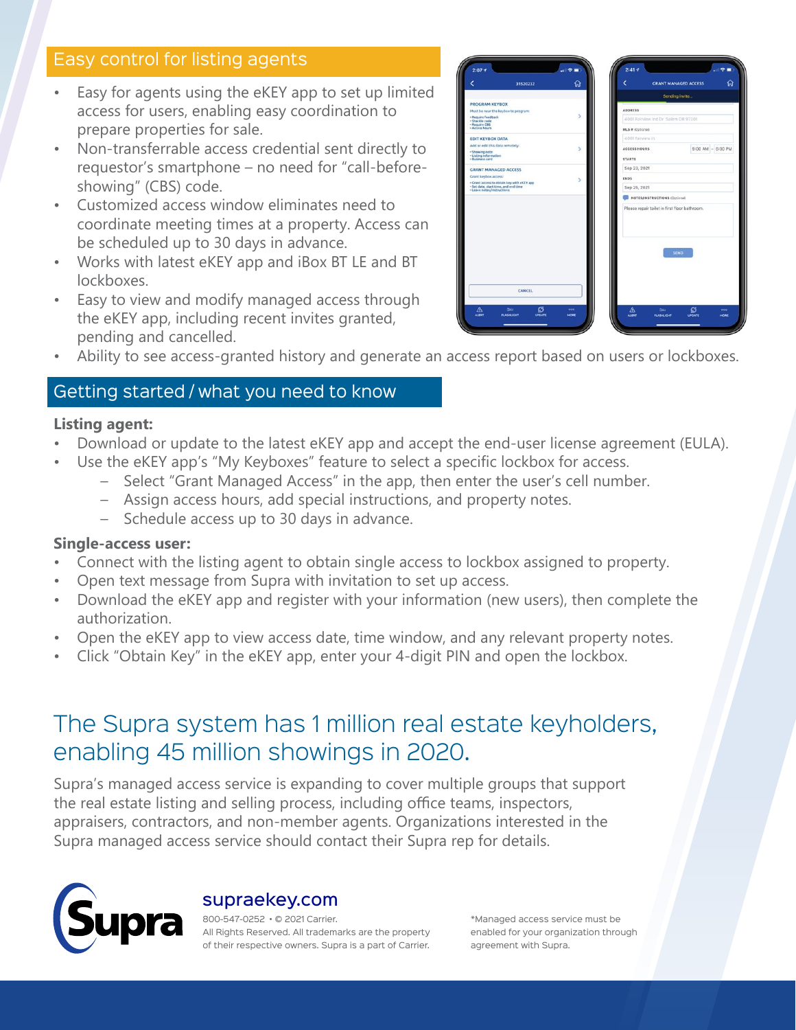## Easy control for listing agents

- Easy for agents using the eKEY app to set up limited access for users, enabling easy coordination to prepare properties for sale.
- Non-transferrable access credential sent directly to requestor's smartphone – no need for "call-before-showing" (CBS) code.
- Customized access window eliminates need to coordinate meeting times at a property. Access can be scheduled up to 30 days in advance.
- Works with latest eKEY app and iBox BT LE and BT lockboxes.
- Easy to view and modify managed access through the eKEY app, including recent invites granted, pending and cancelled.
- Ability to see access-granted history and generate an access report based on users or lockboxes.

## Getting started / what you need to know

**Listing agent:**

- Download or update to the latest eKEY app and accept the end-user license agreement (EULA).
- Use the eKEY app's "My Keyboxes" feature to select a specific lockbox for access.
  - Select "Grant Managed Access" in the app, then enter the user's cell number.
  - Assign access hours, add special instructions, and property notes.
  - Schedule access up to 30 days in advance.

**Single-access user:**

- Connect with the listing agent to obtain single access to lockbox assigned to property.
- Open text message from Supra with invitation to set up access.
- Download the eKEY app and register with your information (new users), then complete the authorization.
- Open the eKEY app to view access date, time window, and any relevant property notes.
- Click "Obtain Key" in the eKEY app, enter your 4-digit PIN and open the lockbox.

# The Supra system has 1 million real estate keyholders, enabling 45 million showings in 2020.

Supra's managed access service is expanding to cover multiple groups that support the real estate listing and selling process, including office teams, inspectors, appraisers, contractors, and non-member agents. Organizations interested in the Supra managed access service should contact their Supra rep for details.

Supra

**supraekey.com**

800-547-0252 • © 2021 Carrier.
All Rights Reserved. All trademarks are the property of their respective owners. Supra is a part of Carrier.

*Managed access service must be enabled for your organization through agreement with Supra.